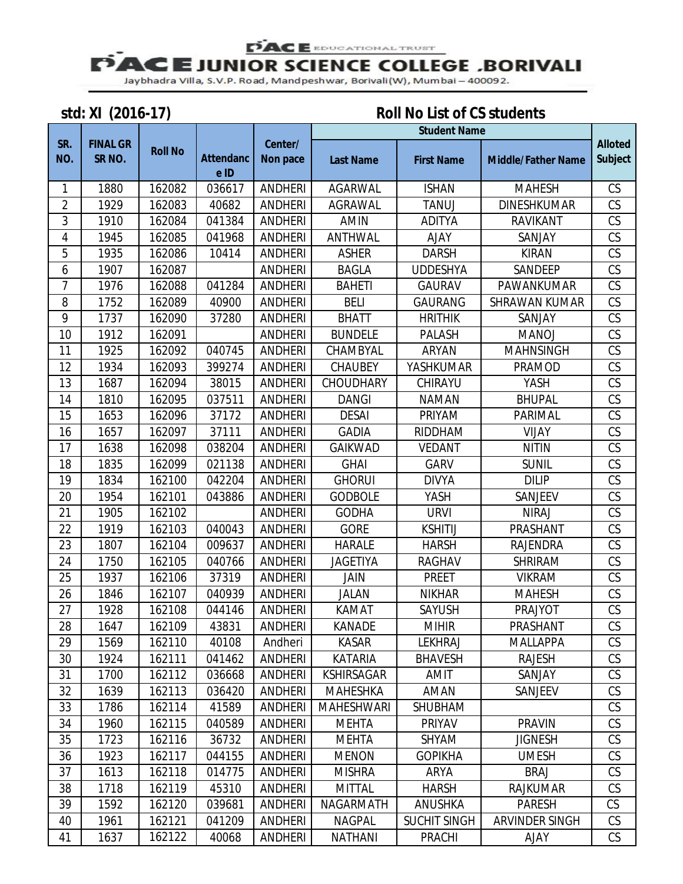# PACE EDUCATIONAL TRUST

# PACE JUNIOR SCIENCE COLLEGE .BORIVALI

Jaybhadra Villa, S.V.P. Road, Mandpeshwar, Borivali(W), Mumbai – 400092.

## std: XI (2016-17) — Roll No List of CS students

| SR. NO. | FINAL GR SR NO. | Roll No | Attendance ID | Center/ Non pace | Student Name | | | Alloted Subject |
|---|---|---|---|---|---|---|---|---|
| | | | | | Last Name | First Name | Middle/Father Name | |
| 1 | 1880 | 162082 | 036617 | ANDHERI | AGARWAL | ISHAN | MAHESH | CS |
| 2 | 1929 | 162083 | 40682 | ANDHERI | AGRAWAL | TANUJ | DINESHKUMAR | CS |
| 3 | 1910 | 162084 | 041384 | ANDHERI | AMIN | ADITYA | RAVIKANT | CS |
| 4 | 1945 | 162085 | 041968 | ANDHERI | ANTHWAL | AJAY | SANJAY | CS |
| 5 | 1935 | 162086 | 10414 | ANDHERI | ASHER | DARSH | KIRAN | CS |
| 6 | 1907 | 162087 | | ANDHERI | BAGLA | UDDESHYA | SANDEEP | CS |
| 7 | 1976 | 162088 | 041284 | ANDHERI | BAHETI | GAURAV | PAWANKUMAR | CS |
| 8 | 1752 | 162089 | 40900 | ANDHERI | BELI | GAURANG | SHRAWAN KUMAR | CS |
| 9 | 1737 | 162090 | 37280 | ANDHERI | BHATT | HRITHIK | SANJAY | CS |
| 10 | 1912 | 162091 | | ANDHERI | BUNDELE | PALASH | MANOJ | CS |
| 11 | 1925 | 162092 | 040745 | ANDHERI | CHAMBYAL | ARYAN | MAHNSINGH | CS |
| 12 | 1934 | 162093 | 399274 | ANDHERI | CHAUBEY | YASHKUMAR | PRAMOD | CS |
| 13 | 1687 | 162094 | 38015 | ANDHERI | CHOUDHARY | CHIRAYU | YASH | CS |
| 14 | 1810 | 162095 | 037511 | ANDHERI | DANGI | NAMAN | BHUPAL | CS |
| 15 | 1653 | 162096 | 37172 | ANDHERI | DESAI | PRIYAM | PARIMAL | CS |
| 16 | 1657 | 162097 | 37111 | ANDHERI | GADIA | RIDDHAM | VIJAY | CS |
| 17 | 1638 | 162098 | 038204 | ANDHERI | GAIKWAD | VEDANT | NITIN | CS |
| 18 | 1835 | 162099 | 021138 | ANDHERI | GHAI | GARV | SUNIL | CS |
| 19 | 1834 | 162100 | 042204 | ANDHERI | GHORUI | DIVYA | DILIP | CS |
| 20 | 1954 | 162101 | 043886 | ANDHERI | GODBOLE | YASH | SANJEEV | CS |
| 21 | 1905 | 162102 | | ANDHERI | GODHA | URVI | NIRAJ | CS |
| 22 | 1919 | 162103 | 040043 | ANDHERI | GORE | KSHITIJ | PRASHANT | CS |
| 23 | 1807 | 162104 | 009637 | ANDHERI | HARALE | HARSH | RAJENDRA | CS |
| 24 | 1750 | 162105 | 040766 | ANDHERI | JAGETIYA | RAGHAV | SHRIRAM | CS |
| 25 | 1937 | 162106 | 37319 | ANDHERI | JAIN | PREET | VIKRAM | CS |
| 26 | 1846 | 162107 | 040939 | ANDHERI | JALAN | NIKHAR | MAHESH | CS |
| 27 | 1928 | 162108 | 044146 | ANDHERI | KAMAT | SAYUSH | PRAJYOT | CS |
| 28 | 1647 | 162109 | 43831 | ANDHERI | KANADE | MIHIR | PRASHANT | CS |
| 29 | 1569 | 162110 | 40108 | Andheri | KASAR | LEKHRAJ | MALLAPPA | CS |
| 30 | 1924 | 162111 | 041462 | ANDHERI | KATARIA | BHAVESH | RAJESH | CS |
| 31 | 1700 | 162112 | 036668 | ANDHERI | KSHIRSAGAR | AMIT | SANJAY | CS |
| 32 | 1639 | 162113 | 036420 | ANDHERI | MAHESHKA | AMAN | SANJEEV | CS |
| 33 | 1786 | 162114 | 41589 | ANDHERI | MAHESHWARI | SHUBHAM | | CS |
| 34 | 1960 | 162115 | 040589 | ANDHERI | MEHTA | PRIYAV | PRAVIN | CS |
| 35 | 1723 | 162116 | 36732 | ANDHERI | MEHTA | SHYAM | JIGNESH | CS |
| 36 | 1923 | 162117 | 044155 | ANDHERI | MENON | GOPIKHA | UMESH | CS |
| 37 | 1613 | 162118 | 014775 | ANDHERI | MISHRA | ARYA | BRAJ | CS |
| 38 | 1718 | 162119 | 45310 | ANDHERI | MITTAL | HARSH | RAJKUMAR | CS |
| 39 | 1592 | 162120 | 039681 | ANDHERI | NAGARMATH | ANUSHKA | PARESH | CS |
| 40 | 1961 | 162121 | 041209 | ANDHERI | NAGPAL | SUCHIT SINGH | ARVINDER SINGH | CS |
| 41 | 1637 | 162122 | 40068 | ANDHERI | NATHANI | PRACHI | AJAY | CS |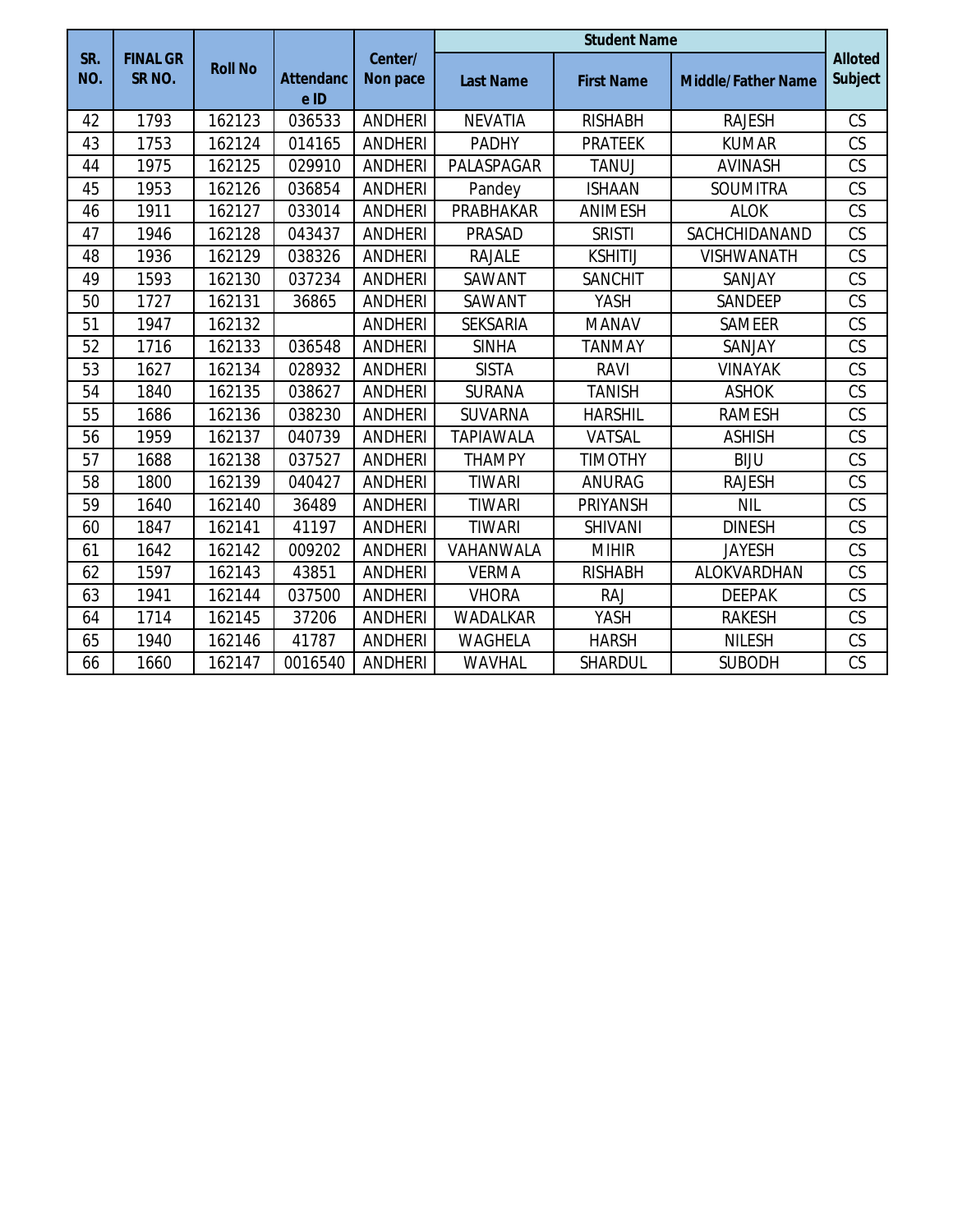| SR. NO. | FINAL GR SR NO. | Roll No | Attendance ID | Center/ Non pace | Student Name | | | Alloted Subject |
|---|---|---|---|---|---|---|---|---|
| | | | | | Last Name | First Name | Middle/Father Name | |
| 42 | 1793 | 162123 | 036533 | ANDHERI | NEVATIA | RISHABH | RAJESH | CS |
| 43 | 1753 | 162124 | 014165 | ANDHERI | PADHY | PRATEEK | KUMAR | CS |
| 44 | 1975 | 162125 | 029910 | ANDHERI | PALASPAGAR | TANUJ | AVINASH | CS |
| 45 | 1953 | 162126 | 036854 | ANDHERI | Pandey | ISHAAN | SOUMITRA | CS |
| 46 | 1911 | 162127 | 033014 | ANDHERI | PRABHAKAR | ANIMESH | ALOK | CS |
| 47 | 1946 | 162128 | 043437 | ANDHERI | PRASAD | SRISTI | SACHCHIDANAND | CS |
| 48 | 1936 | 162129 | 038326 | ANDHERI | RAJALE | KSHITIJ | VISHWANATH | CS |
| 49 | 1593 | 162130 | 037234 | ANDHERI | SAWANT | SANCHIT | SANJAY | CS |
| 50 | 1727 | 162131 | 36865 | ANDHERI | SAWANT | YASH | SANDEEP | CS |
| 51 | 1947 | 162132 | | ANDHERI | SEKSARIA | MANAV | SAMEER | CS |
| 52 | 1716 | 162133 | 036548 | ANDHERI | SINHA | TANMAY | SANJAY | CS |
| 53 | 1627 | 162134 | 028932 | ANDHERI | SISTA | RAVI | VINAYAK | CS |
| 54 | 1840 | 162135 | 038627 | ANDHERI | SURANA | TANISH | ASHOK | CS |
| 55 | 1686 | 162136 | 038230 | ANDHERI | SUVARNA | HARSHIL | RAMESH | CS |
| 56 | 1959 | 162137 | 040739 | ANDHERI | TAPIAWALA | VATSAL | ASHISH | CS |
| 57 | 1688 | 162138 | 037527 | ANDHERI | THAMPY | TIMOTHY | BIJU | CS |
| 58 | 1800 | 162139 | 040427 | ANDHERI | TIWARI | ANURAG | RAJESH | CS |
| 59 | 1640 | 162140 | 36489 | ANDHERI | TIWARI | PRIYANSH | NIL | CS |
| 60 | 1847 | 162141 | 41197 | ANDHERI | TIWARI | SHIVANI | DINESH | CS |
| 61 | 1642 | 162142 | 009202 | ANDHERI | VAHANWALA | MIHIR | JAYESH | CS |
| 62 | 1597 | 162143 | 43851 | ANDHERI | VERMA | RISHABH | ALOKVARDHAN | CS |
| 63 | 1941 | 162144 | 037500 | ANDHERI | VHORA | RAJ | DEEPAK | CS |
| 64 | 1714 | 162145 | 37206 | ANDHERI | WADALKAR | YASH | RAKESH | CS |
| 65 | 1940 | 162146 | 41787 | ANDHERI | WAGHELA | HARSH | NILESH | CS |
| 66 | 1660 | 162147 | 0016540 | ANDHERI | WAVHAL | SHARDUL | SUBODH | CS |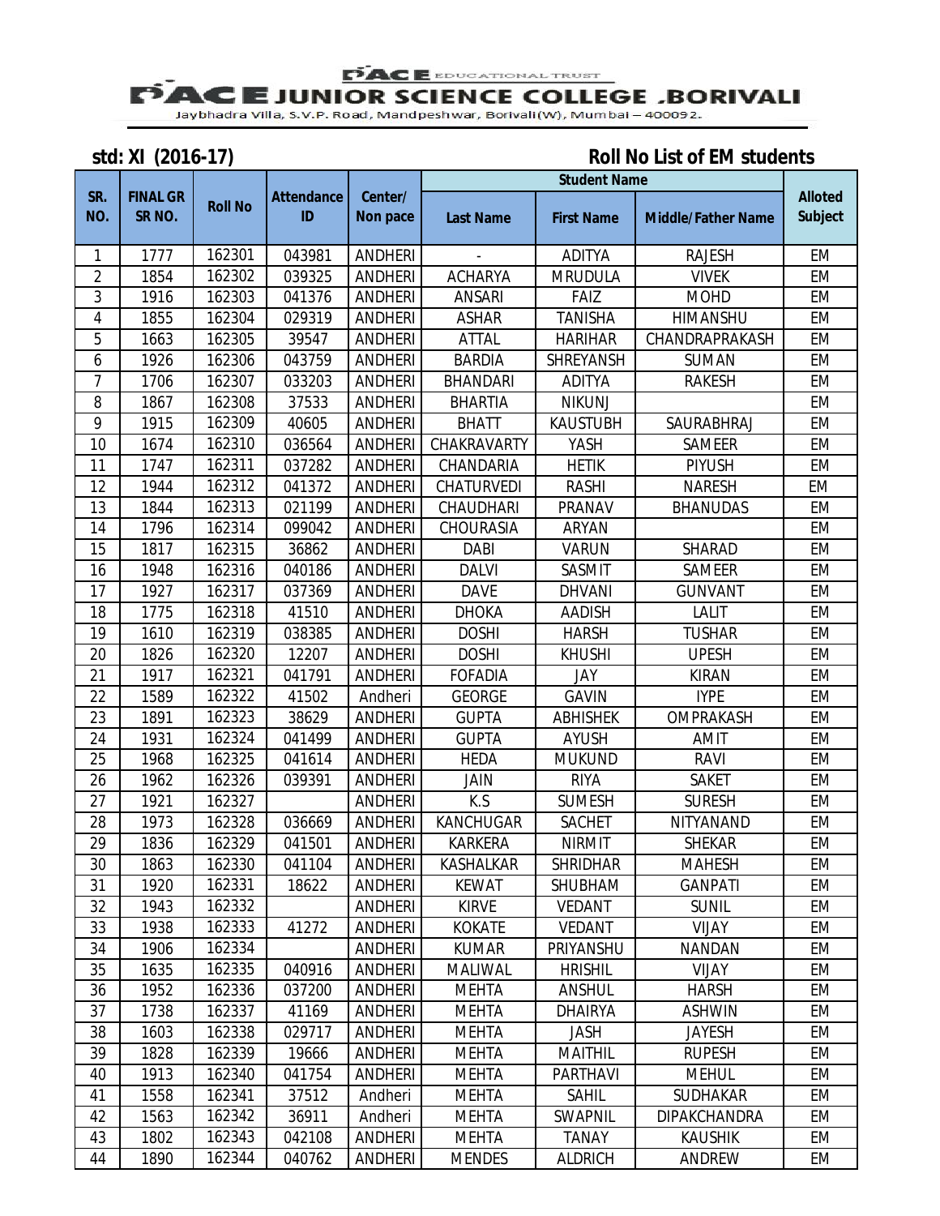PACE EDUCATIONAL TRUST

# PACE JUNIOR SCIENCE COLLEGE .BORIVALI

Jaybhadra Villa, S.V.P. Road, Mandpeshwar, Borivali(W), Mumbai – 400092.

**std: XI (2016-17)** **Roll No List of EM students**

| SR. NO. | FINAL GR SR NO. | Roll No | Attendance ID | Center/ Non pace | Student Name | | | Alloted Subject |
|---|---|---|---|---|---|---|---|---|
| | | | | | Last Name | First Name | Middle/Father Name | |
| 1 | 1777 | 162301 | 043981 | ANDHERI | - | ADITYA | RAJESH | EM |
| 2 | 1854 | 162302 | 039325 | ANDHERI | ACHARYA | MRUDULA | VIVEK | EM |
| 3 | 1916 | 162303 | 041376 | ANDHERI | ANSARI | FAIZ | MOHD | EM |
| 4 | 1855 | 162304 | 029319 | ANDHERI | ASHAR | TANISHA | HIMANSHU | EM |
| 5 | 1663 | 162305 | 39547 | ANDHERI | ATTAL | HARIHAR | CHANDRAPRAKASH | EM |
| 6 | 1926 | 162306 | 043759 | ANDHERI | BARDIA | SHREYANSH | SUMAN | EM |
| 7 | 1706 | 162307 | 033203 | ANDHERI | BHANDARI | ADITYA | RAKESH | EM |
| 8 | 1867 | 162308 | 37533 | ANDHERI | BHARTIA | NIKUNJ | | EM |
| 9 | 1915 | 162309 | 40605 | ANDHERI | BHATT | KAUSTUBH | SAURABHRAJ | EM |
| 10 | 1674 | 162310 | 036564 | ANDHERI | CHAKRAVARTY | YASH | SAMEER | EM |
| 11 | 1747 | 162311 | 037282 | ANDHERI | CHANDARIA | HETIK | PIYUSH | EM |
| 12 | 1944 | 162312 | 041372 | ANDHERI | CHATURVEDI | RASHI | NARESH | EM |
| 13 | 1844 | 162313 | 021199 | ANDHERI | CHAUDHARI | PRANAV | BHANUDAS | EM |
| 14 | 1796 | 162314 | 099042 | ANDHERI | CHOURASIA | ARYAN | | EM |
| 15 | 1817 | 162315 | 36862 | ANDHERI | DABI | VARUN | SHARAD | EM |
| 16 | 1948 | 162316 | 040186 | ANDHERI | DALVI | SASMIT | SAMEER | EM |
| 17 | 1927 | 162317 | 037369 | ANDHERI | DAVE | DHVANI | GUNVANT | EM |
| 18 | 1775 | 162318 | 41510 | ANDHERI | DHOKA | AADISH | LALIT | EM |
| 19 | 1610 | 162319 | 038385 | ANDHERI | DOSHI | HARSH | TUSHAR | EM |
| 20 | 1826 | 162320 | 12207 | ANDHERI | DOSHI | KHUSHI | UPESH | EM |
| 21 | 1917 | 162321 | 041791 | ANDHERI | FOFADIA | JAY | KIRAN | EM |
| 22 | 1589 | 162322 | 41502 | Andheri | GEORGE | GAVIN | IYPE | EM |
| 23 | 1891 | 162323 | 38629 | ANDHERI | GUPTA | ABHISHEK | OMPRAKASH | EM |
| 24 | 1931 | 162324 | 041499 | ANDHERI | GUPTA | AYUSH | AMIT | EM |
| 25 | 1968 | 162325 | 041614 | ANDHERI | HEDA | MUKUND | RAVI | EM |
| 26 | 1962 | 162326 | 039391 | ANDHERI | JAIN | RIYA | SAKET | EM |
| 27 | 1921 | 162327 | | ANDHERI | K.S | SUMESH | SURESH | EM |
| 28 | 1973 | 162328 | 036669 | ANDHERI | KANCHUGAR | SACHET | NITYANAND | EM |
| 29 | 1836 | 162329 | 041501 | ANDHERI | KARKERA | NIRMIT | SHEKAR | EM |
| 30 | 1863 | 162330 | 041104 | ANDHERI | KASHALKAR | SHRIDHAR | MAHESH | EM |
| 31 | 1920 | 162331 | 18622 | ANDHERI | KEWAT | SHUBHAM | GANPATI | EM |
| 32 | 1943 | 162332 | | ANDHERI | KIRVE | VEDANT | SUNIL | EM |
| 33 | 1938 | 162333 | 41272 | ANDHERI | KOKATE | VEDANT | VIJAY | EM |
| 34 | 1906 | 162334 | | ANDHERI | KUMAR | PRIYANSHU | NANDAN | EM |
| 35 | 1635 | 162335 | 040916 | ANDHERI | MALIWAL | HRISHIL | VIJAY | EM |
| 36 | 1952 | 162336 | 037200 | ANDHERI | MEHTA | ANSHUL | HARSH | EM |
| 37 | 1738 | 162337 | 41169 | ANDHERI | MEHTA | DHAIRYA | ASHWIN | EM |
| 38 | 1603 | 162338 | 029717 | ANDHERI | MEHTA | JASH | JAYESH | EM |
| 39 | 1828 | 162339 | 19666 | ANDHERI | MEHTA | MAITHIL | RUPESH | EM |
| 40 | 1913 | 162340 | 041754 | ANDHERI | MEHTA | PARTHAVI | MEHUL | EM |
| 41 | 1558 | 162341 | 37512 | Andheri | MEHTA | SAHIL | SUDHAKAR | EM |
| 42 | 1563 | 162342 | 36911 | Andheri | MEHTA | SWAPNIL | DIPAKCHANDRA | EM |
| 43 | 1802 | 162343 | 042108 | ANDHERI | MEHTA | TANAY | KAUSHIK | EM |
| 44 | 1890 | 162344 | 040762 | ANDHERI | MENDES | ALDRICH | ANDREW | EM |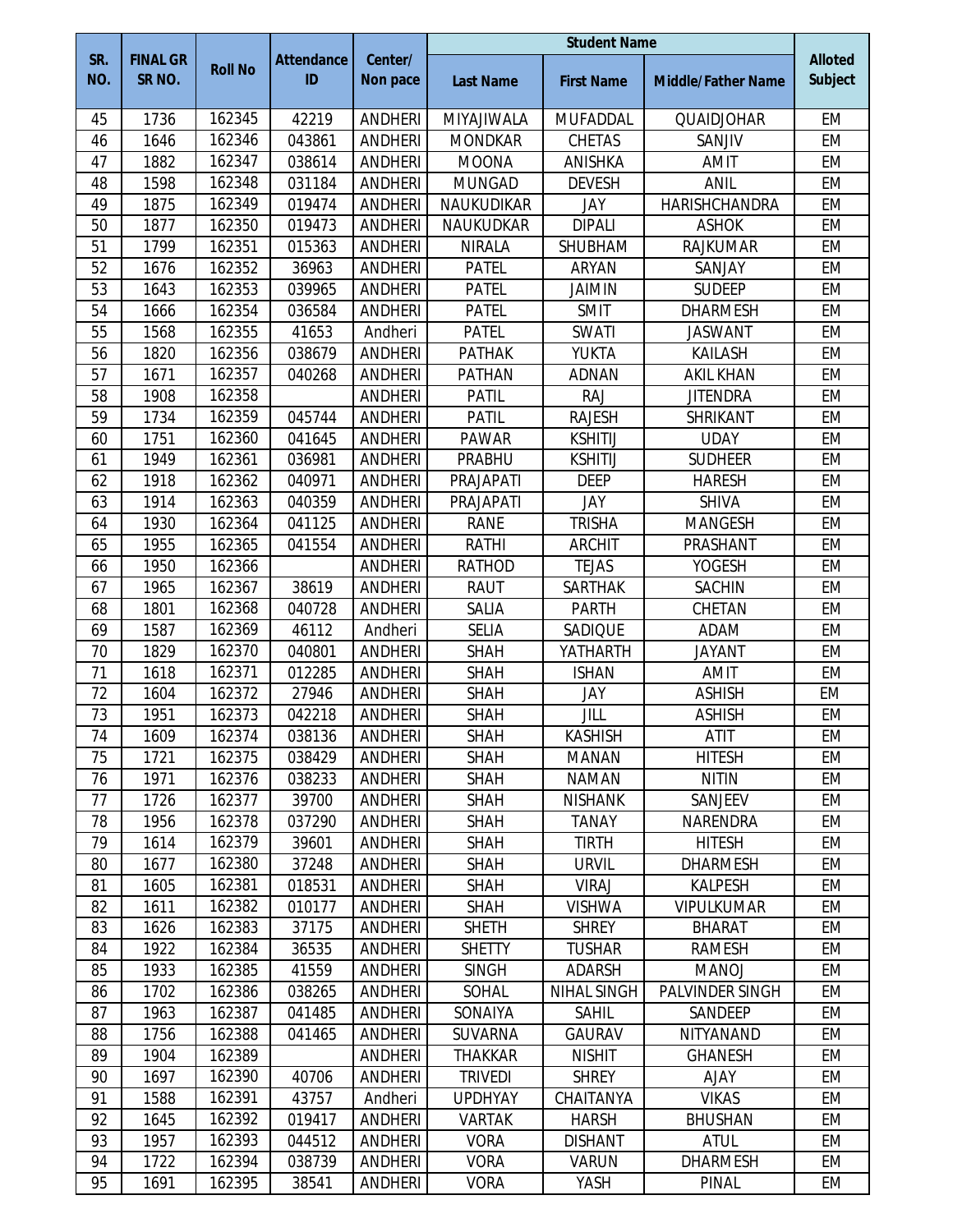| SR. NO. | FINAL GR SR NO. | Roll No | Attendance ID | Center/ Non pace | Student Name | | | Alloted Subject |
|---|---|---|---|---|---|---|---|---|
| | | | | | Last Name | First Name | Middle/Father Name | |
| 45 | 1736 | 162345 | 42219 | ANDHERI | MIYAJIWALA | MUFADDAL | QUAIDJOHAR | EM |
| 46 | 1646 | 162346 | 043861 | ANDHERI | MONDKAR | CHETAS | SANJIV | EM |
| 47 | 1882 | 162347 | 038614 | ANDHERI | MOONA | ANISHKA | AMIT | EM |
| 48 | 1598 | 162348 | 031184 | ANDHERI | MUNGAD | DEVESH | ANIL | EM |
| 49 | 1875 | 162349 | 019474 | ANDHERI | NAUKUDIKAR | JAY | HARISHCHANDRA | EM |
| 50 | 1877 | 162350 | 019473 | ANDHERI | NAUKUDKAR | DIPALI | ASHOK | EM |
| 51 | 1799 | 162351 | 015363 | ANDHERI | NIRALA | SHUBHAM | RAJKUMAR | EM |
| 52 | 1676 | 162352 | 36963 | ANDHERI | PATEL | ARYAN | SANJAY | EM |
| 53 | 1643 | 162353 | 039965 | ANDHERI | PATEL | JAIMIN | SUDEEP | EM |
| 54 | 1666 | 162354 | 036584 | ANDHERI | PATEL | SMIT | DHARMESH | EM |
| 55 | 1568 | 162355 | 41653 | Andheri | PATEL | SWATI | JASWANT | EM |
| 56 | 1820 | 162356 | 038679 | ANDHERI | PATHAK | YUKTA | KAILASH | EM |
| 57 | 1671 | 162357 | 040268 | ANDHERI | PATHAN | ADNAN | AKIL KHAN | EM |
| 58 | 1908 | 162358 | | ANDHERI | PATIL | RAJ | JITENDRA | EM |
| 59 | 1734 | 162359 | 045744 | ANDHERI | PATIL | RAJESH | SHRIKANT | EM |
| 60 | 1751 | 162360 | 041645 | ANDHERI | PAWAR | KSHITIJ | UDAY | EM |
| 61 | 1949 | 162361 | 036981 | ANDHERI | PRABHU | KSHITIJ | SUDHEER | EM |
| 62 | 1918 | 162362 | 040971 | ANDHERI | PRAJAPATI | DEEP | HARESH | EM |
| 63 | 1914 | 162363 | 040359 | ANDHERI | PRAJAPATI | JAY | SHIVA | EM |
| 64 | 1930 | 162364 | 041125 | ANDHERI | RANE | TRISHA | MANGESH | EM |
| 65 | 1955 | 162365 | 041554 | ANDHERI | RATHI | ARCHIT | PRASHANT | EM |
| 66 | 1950 | 162366 | | ANDHERI | RATHOD | TEJAS | YOGESH | EM |
| 67 | 1965 | 162367 | 38619 | ANDHERI | RAUT | SARTHAK | SACHIN | EM |
| 68 | 1801 | 162368 | 040728 | ANDHERI | SALIA | PARTH | CHETAN | EM |
| 69 | 1587 | 162369 | 46112 | Andheri | SELIA | SADIQUE | ADAM | EM |
| 70 | 1829 | 162370 | 040801 | ANDHERI | SHAH | YATHARTH | JAYANT | EM |
| 71 | 1618 | 162371 | 012285 | ANDHERI | SHAH | ISHAN | AMIT | EM |
| 72 | 1604 | 162372 | 27946 | ANDHERI | SHAH | JAY | ASHISH | EM |
| 73 | 1951 | 162373 | 042218 | ANDHERI | SHAH | JILL | ASHISH | EM |
| 74 | 1609 | 162374 | 038136 | ANDHERI | SHAH | KASHISH | ATIT | EM |
| 75 | 1721 | 162375 | 038429 | ANDHERI | SHAH | MANAN | HITESH | EM |
| 76 | 1971 | 162376 | 038233 | ANDHERI | SHAH | NAMAN | NITIN | EM |
| 77 | 1726 | 162377 | 39700 | ANDHERI | SHAH | NISHANK | SANJEEV | EM |
| 78 | 1956 | 162378 | 037290 | ANDHERI | SHAH | TANAY | NARENDRA | EM |
| 79 | 1614 | 162379 | 39601 | ANDHERI | SHAH | TIRTH | HITESH | EM |
| 80 | 1677 | 162380 | 37248 | ANDHERI | SHAH | URVIL | DHARMESH | EM |
| 81 | 1605 | 162381 | 018531 | ANDHERI | SHAH | VIRAJ | KALPESH | EM |
| 82 | 1611 | 162382 | 010177 | ANDHERI | SHAH | VISHWA | VIPULKUMAR | EM |
| 83 | 1626 | 162383 | 37175 | ANDHERI | SHETH | SHREY | BHARAT | EM |
| 84 | 1922 | 162384 | 36535 | ANDHERI | SHETTY | TUSHAR | RAMESH | EM |
| 85 | 1933 | 162385 | 41559 | ANDHERI | SINGH | ADARSH | MANOJ | EM |
| 86 | 1702 | 162386 | 038265 | ANDHERI | SOHAL | NIHAL SINGH | PALVINDER SINGH | EM |
| 87 | 1963 | 162387 | 041485 | ANDHERI | SONAIYA | SAHIL | SANDEEP | EM |
| 88 | 1756 | 162388 | 041465 | ANDHERI | SUVARNA | GAURAV | NITYANAND | EM |
| 89 | 1904 | 162389 | | ANDHERI | THAKKAR | NISHIT | GHANESH | EM |
| 90 | 1697 | 162390 | 40706 | ANDHERI | TRIVEDI | SHREY | AJAY | EM |
| 91 | 1588 | 162391 | 43757 | Andheri | UPDHYAY | CHAITANYA | VIKAS | EM |
| 92 | 1645 | 162392 | 019417 | ANDHERI | VARTAK | HARSH | BHUSHAN | EM |
| 93 | 1957 | 162393 | 044512 | ANDHERI | VORA | DISHANT | ATUL | EM |
| 94 | 1722 | 162394 | 038739 | ANDHERI | VORA | VARUN | DHARMESH | EM |
| 95 | 1691 | 162395 | 38541 | ANDHERI | VORA | YASH | PINAL | EM |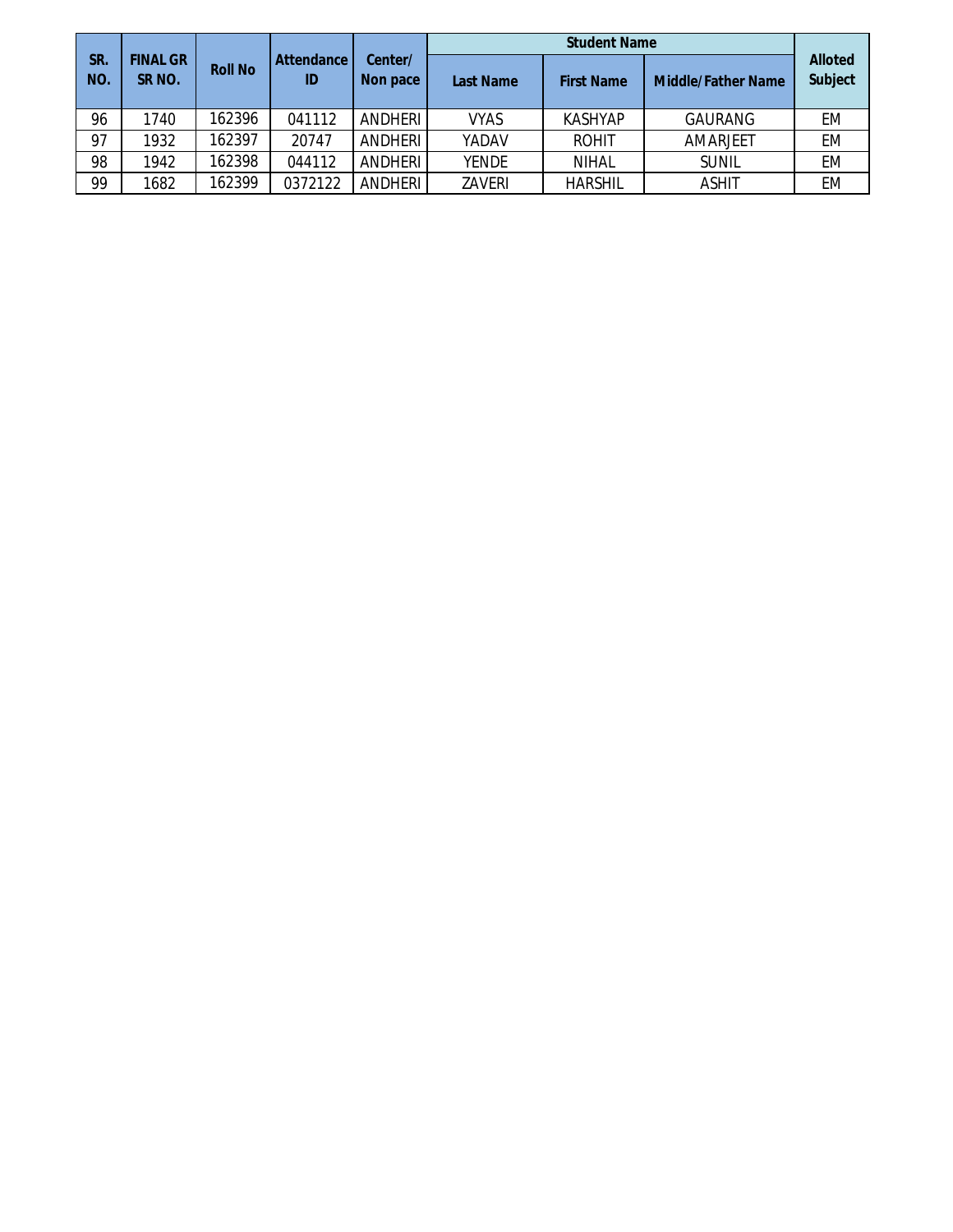| SR. NO. | FINAL GR SR NO. | Roll No | Attendance ID | Center/ Non pace | Student Name | | | Alloted Subject |
|---|---|---|---|---|---|---|---|---|
| | | | | | Last Name | First Name | Middle/Father Name | |
| 96 | 1740 | 162396 | 041112 | ANDHERI | VYAS | KASHYAP | GAURANG | EM |
| 97 | 1932 | 162397 | 20747 | ANDHERI | YADAV | ROHIT | AMARJEET | EM |
| 98 | 1942 | 162398 | 044112 | ANDHERI | YENDE | NIHAL | SUNIL | EM |
| 99 | 1682 | 162399 | 0372122 | ANDHERI | ZAVERI | HARSHIL | ASHIT | EM |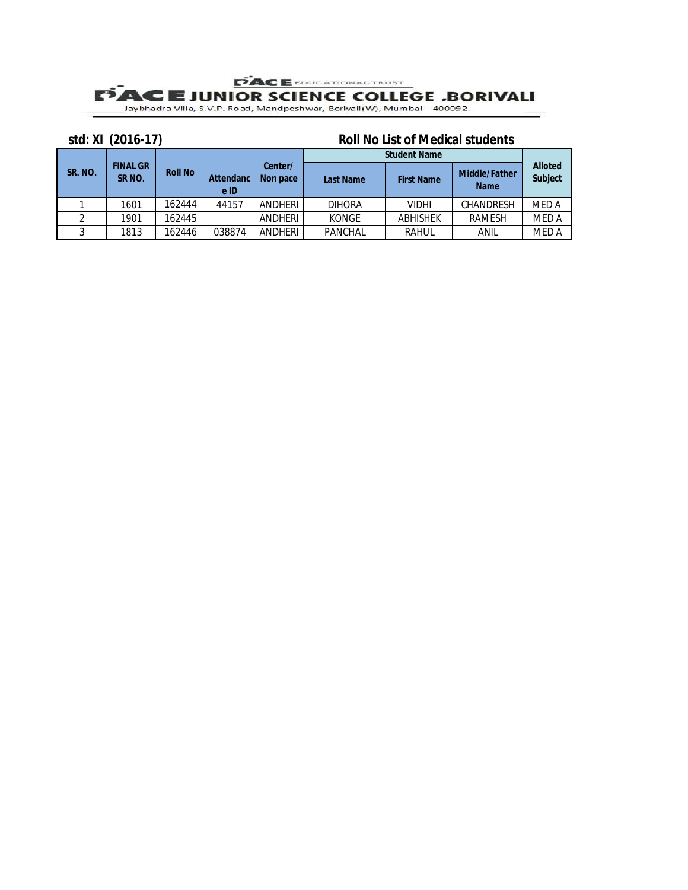PACE EDUCATIONAL TRUST

# PACE JUNIOR SCIENCE COLLEGE .BORIVALI

Jaybhadra Villa, S.V.P. Road, Mandpeshwar, Borivali(W), Mumbai – 400092.

**std: XI (2016-17)** **Roll No List of Medical students**

| SR. NO. | FINAL GR SR NO. | Roll No | Attendance ID | Center/ Non pace | Student Name | | | Alloted Subject |
|---|---|---|---|---|---|---|---|---|
| | | | | | Last Name | First Name | Middle/Father Name | |
| 1 | 1601 | 162444 | 44157 | ANDHERI | DIHORA | VIDHI | CHANDRESH | MED A |
| 2 | 1901 | 162445 | | ANDHERI | KONGE | ABHISHEK | RAMESH | MED A |
| 3 | 1813 | 162446 | 038874 | ANDHERI | PANCHAL | RAHUL | ANIL | MED A |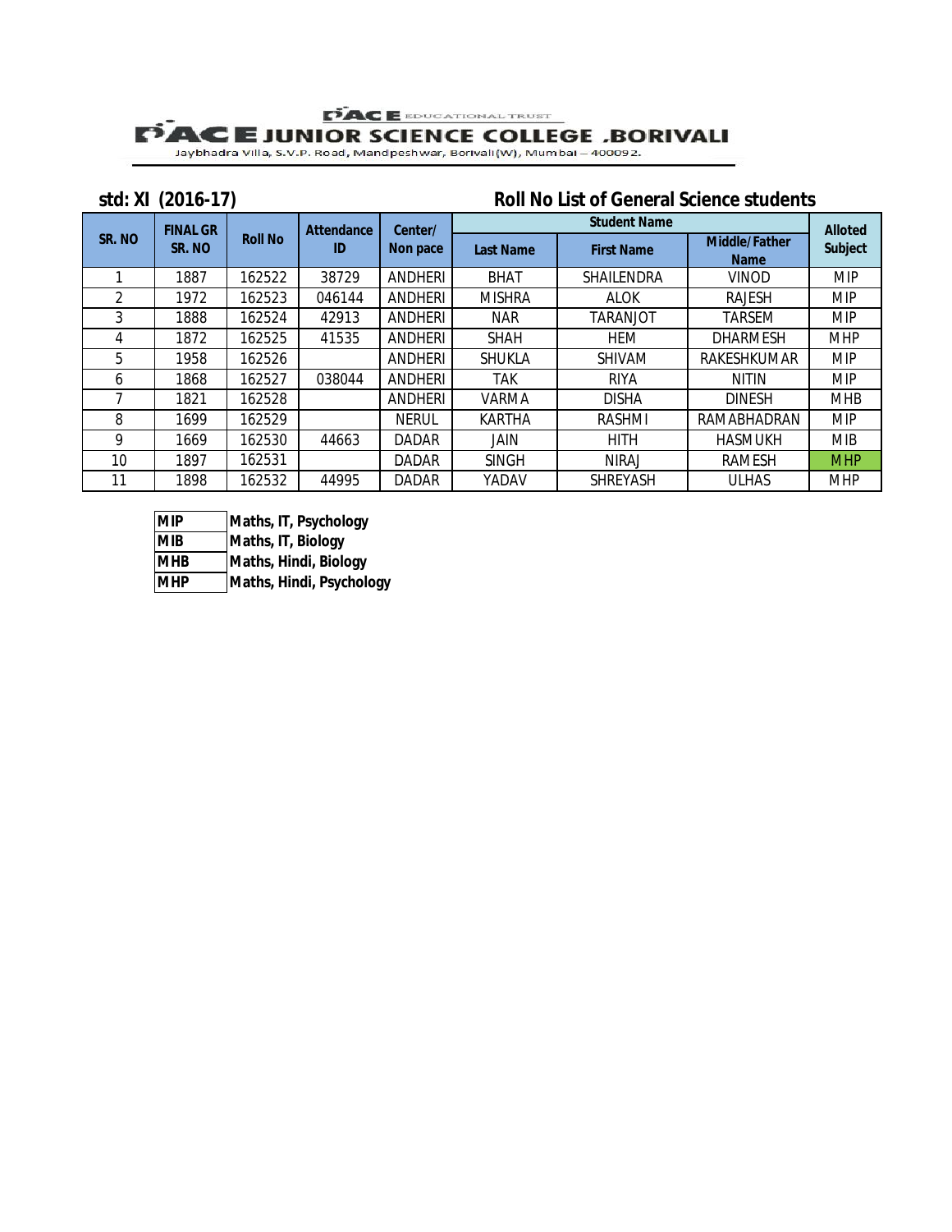PACE EDUCATIONAL TRUST

# PACE JUNIOR SCIENCE COLLEGE ,BORIVALI

Jaybhadra Villa, S.V.P. Road, Mandpeshwar, Borivali(W), Mumbai – 400092.

**std: XI (2016-17)** **Roll No List of General Science students**

| SR. NO | FINAL GR SR. NO | Roll No | Attendance ID | Center/ Non pace | Student Name | | | Alloted Subject |
|---|---|---|---|---|---|---|---|---|
| | | | | | Last Name | First Name | Middle/Father Name | |
| 1 | 1887 | 162522 | 38729 | ANDHERI | BHAT | SHAILENDRA | VINOD | MIP |
| 2 | 1972 | 162523 | 046144 | ANDHERI | MISHRA | ALOK | RAJESH | MIP |
| 3 | 1888 | 162524 | 42913 | ANDHERI | NAR | TARANJOT | TARSEM | MIP |
| 4 | 1872 | 162525 | 41535 | ANDHERI | SHAH | HEM | DHARMESH | MHP |
| 5 | 1958 | 162526 | | ANDHERI | SHUKLA | SHIVAM | RAKESHKUMAR | MIP |
| 6 | 1868 | 162527 | 038044 | ANDHERI | TAK | RIYA | NITIN | MIP |
| 7 | 1821 | 162528 | | ANDHERI | VARMA | DISHA | DINESH | MHB |
| 8 | 1699 | 162529 | | NERUL | KARTHA | RASHMI | RAMABHADRAN | MIP |
| 9 | 1669 | 162530 | 44663 | DADAR | JAIN | HITH | HASMUKH | MIB |
| 10 | 1897 | 162531 | | DADAR | SINGH | NIRAJ | RAMESH | MHP |
| 11 | 1898 | 162532 | 44995 | DADAR | YADAV | SHREYASH | ULHAS | MHP |

| | |
|---|---|
| MIP | Maths, IT, Psychology |
| MIB | Maths, IT, Biology |
| MHB | Maths, Hindi, Biology |
| MHP | Maths, Hindi, Psychology |